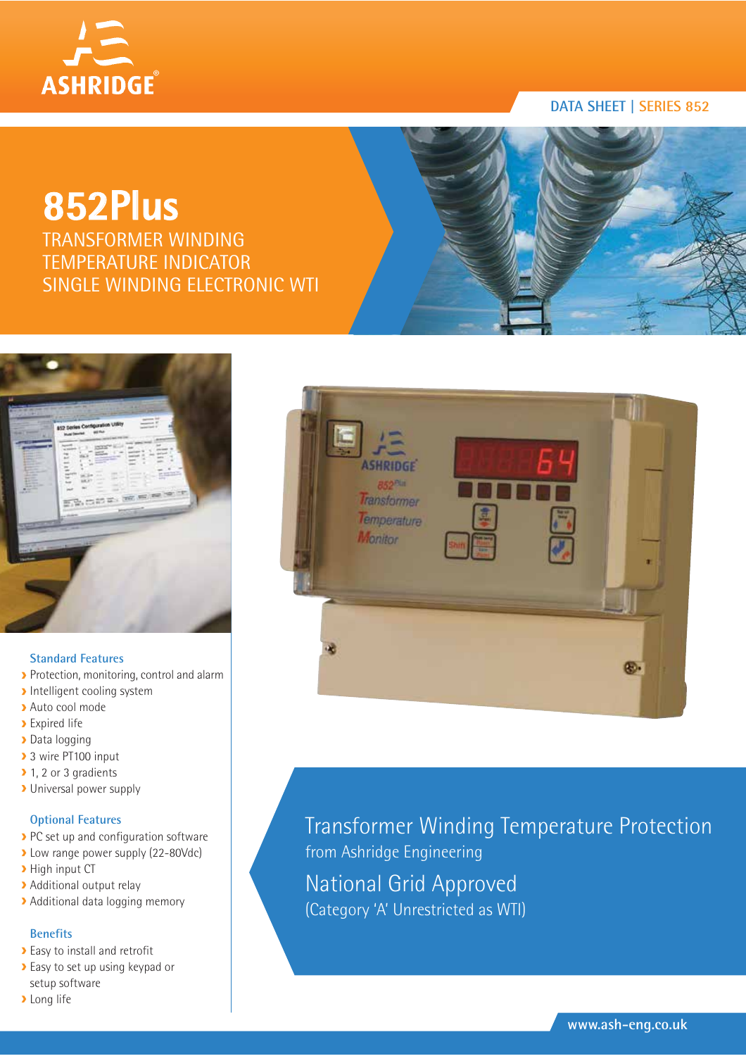ASHRIDGE

DATA SHEET | SERIES 852

# 852Plus

## TRANSFORMER WINDING TEMPERATURE INDICATOR SINGLE WINDING ELECTRONIC WTI

### Standard Features

- Protection, monitoring, control and alarm
- Intelligent cooling system
- Auto cool mode
- Expired life
- Data logging
- 3 wire PT100 input
- 1, 2 or 3 gradients
- Universal power supply

### Optional Features

- PC set up and configuration software
- Low range power supply (22-80Vdc)
- High input CT
- Additional output relay
- Additional data logging memory

### Benefits

- Easy to install and retrofit
- Easy to set up using keypad or setup software
- Long life

## Transformer Winding Temperature Protection

from Ashridge Engineering

## National Grid Approved

(Category 'A' Unrestricted as WTI)

www.ash-eng.co.uk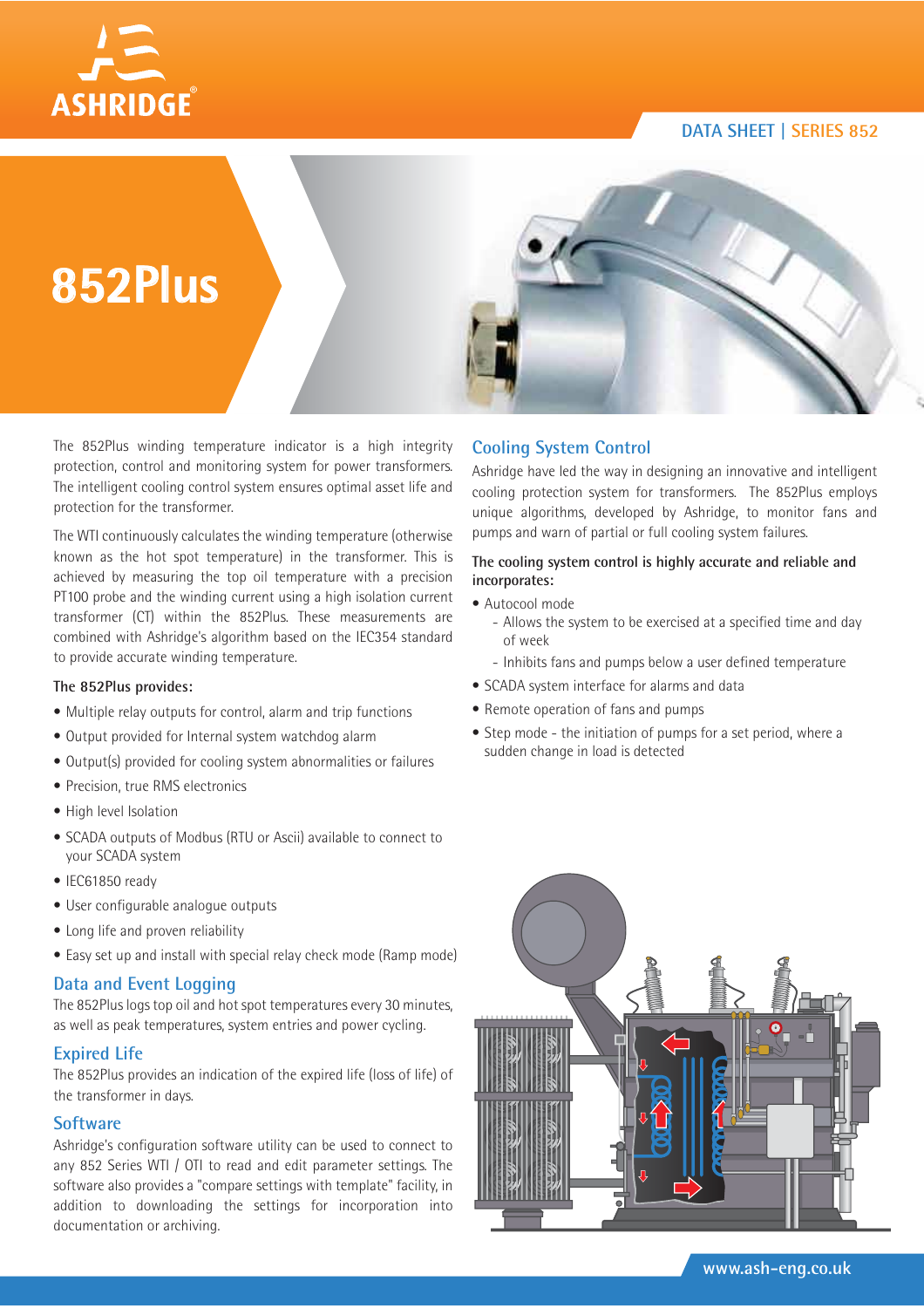ASHRIDGE

DATA SHEET | SERIES 852

# 852Plus

The 852Plus winding temperature indicator is a high integrity protection, control and monitoring system for power transformers. The intelligent cooling control system ensures optimal asset life and protection for the transformer.

The WTI continuously calculates the winding temperature (otherwise known as the hot spot temperature) in the transformer. This is achieved by measuring the top oil temperature with a precision PT100 probe and the winding current using a high isolation current transformer (CT) within the 852Plus. These measurements are combined with Ashridge's algorithm based on the IEC354 standard to provide accurate winding temperature.

**The 852Plus provides:**

- Multiple relay outputs for control, alarm and trip functions
- Output provided for Internal system watchdog alarm
- Output(s) provided for cooling system abnormalities or failures
- Precision, true RMS electronics
- High level Isolation
- SCADA outputs of Modbus (RTU or Ascii) available to connect to your SCADA system
- IEC61850 ready
- User configurable analogue outputs
- Long life and proven reliability
- Easy set up and install with special relay check mode (Ramp mode)

## Data and Event Logging

The 852Plus logs top oil and hot spot temperatures every 30 minutes, as well as peak temperatures, system entries and power cycling.

## Expired Life

The 852Plus provides an indication of the expired life (loss of life) of the transformer in days.

## Software

Ashridge's configuration software utility can be used to connect to any 852 Series WTI / OTI to read and edit parameter settings. The software also provides a "compare settings with template" facility, in addition to downloading the settings for incorporation into documentation or archiving.

## Cooling System Control

Ashridge have led the way in designing an innovative and intelligent cooling protection system for transformers. The 852Plus employs unique algorithms, developed by Ashridge, to monitor fans and pumps and warn of partial or full cooling system failures.

**The cooling system control is highly accurate and reliable and incorporates:**

- Autocool mode
  - Allows the system to be exercised at a specified time and day of week
  - Inhibits fans and pumps below a user defined temperature
- SCADA system interface for alarms and data
- Remote operation of fans and pumps
- Step mode - the initiation of pumps for a set period, where a sudden change in load is detected

www.ash-eng.co.uk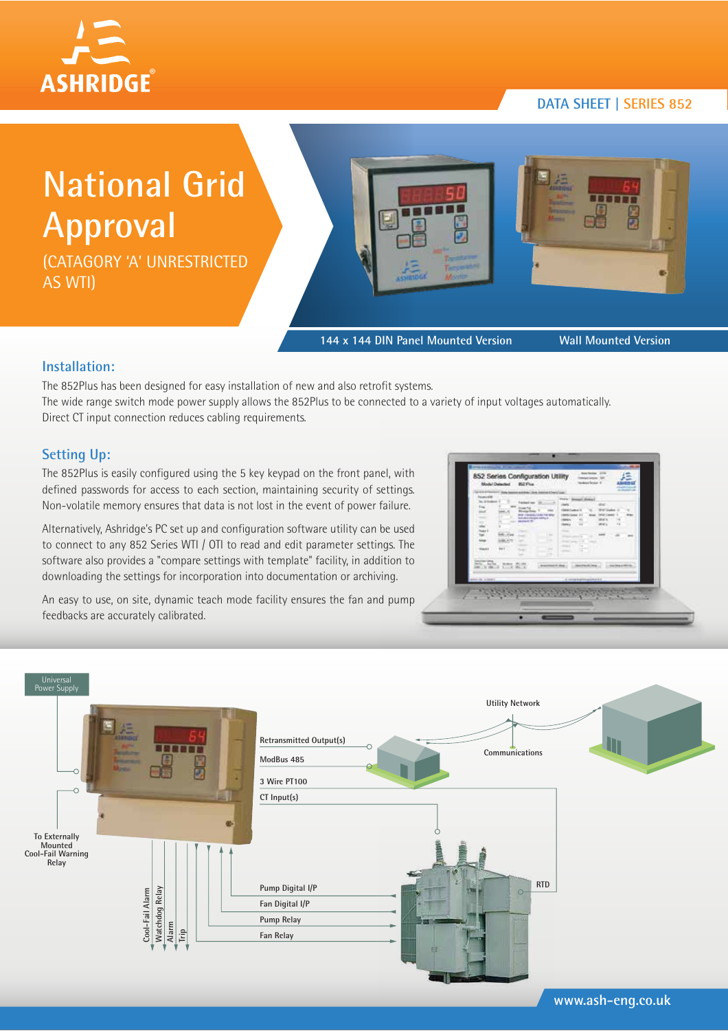DATA SHEET | SERIES 852

# National Grid Approval

(CATAGORY 'A' UNRESTRICTED AS WTI)

144 x 144 DIN Panel Mounted Version

Wall Mounted Version

## Installation:

The 852Plus has been designed for easy installation of new and also retrofit systems.
The wide range switch mode power supply allows the 852Plus to be connected to a variety of input voltages automatically.
Direct CT input connection reduces cabling requirements.

## Setting Up:

The 852Plus is easily configured using the 5 key keypad on the front panel, with defined passwords for access to each section, maintaining security of settings. Non-volatile memory ensures that data is not lost in the event of power failure.

Alternatively, Ashridge's PC set up and configuration software utility can be used to connect to any 852 Series WTI / OTI to read and edit parameter settings. The software also provides a "compare settings with template" facility, in addition to downloading the settings for incorporation into documentation or archiving.

An easy to use, on site, dynamic teach mode facility ensures the fan and pump feedbacks are accurately calibrated.

Universal Power Supply

To Externally Mounted Cool-Fail Warning Relay

Retransmitted Output(s)

ModBus 485

3 Wire PT100

CT Input(s)

Utility Network

Communications

RTD

Pump Digital I/P

Fan Digital I/P

Pump Relay

Fan Relay

Cool-Fail Alarm

Watchdog Relay

Alarm

Trip

www.ash-eng.co.uk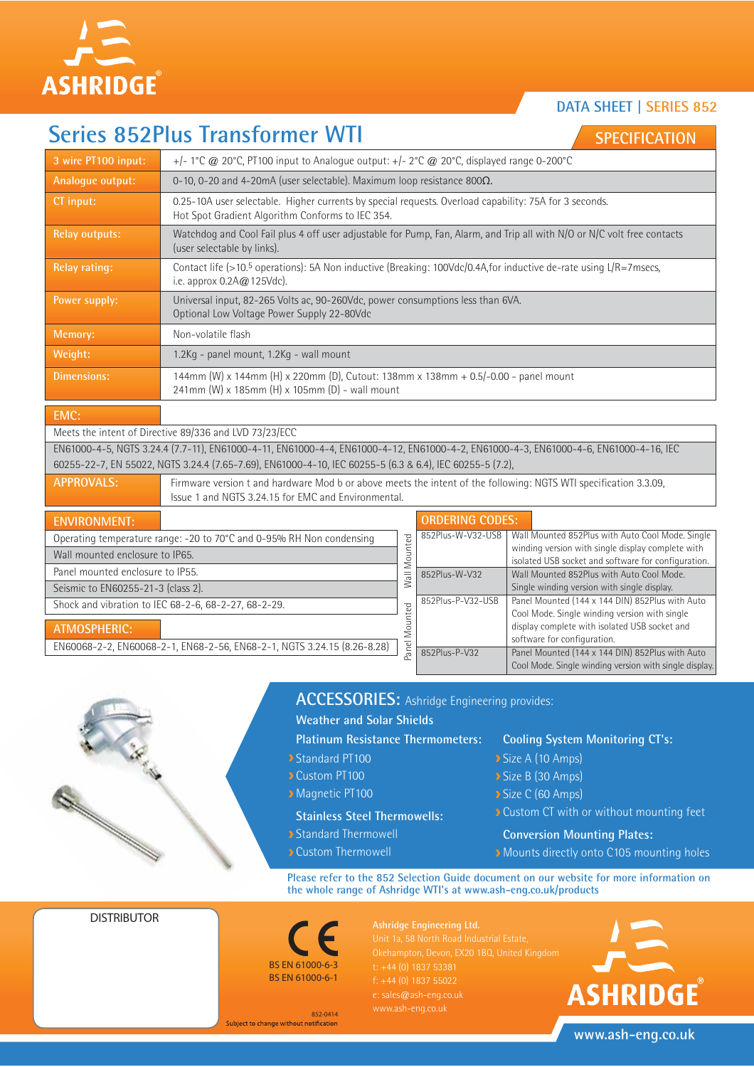DATA SHEET | SERIES 852

# Series 852Plus Transformer WTI

## SPECIFICATION

| | |
|---|---|
| 3 wire PT100 input: | +/- 1°C @ 20°C, PT100 input to Analogue output: +/- 2°C @ 20°C, displayed range 0-200°C |
| Analogue output: | 0-10, 0-20 and 4-20mA (user selectable). Maximum loop resistance 800Ω. |
| CT input: | 0.25-10A user selectable. Higher currents by special requests. Overload capability: 75A for 3 seconds. Hot Spot Gradient Algorithm Conforms to IEC 354. |
| Relay outputs: | Watchdog and Cool Fail plus 4 off user adjustable for Pump, Fan, Alarm, and Trip all with N/O or N/C volt free contacts (user selectable by links). |
| Relay rating: | Contact life (>$10^5$ operations): 5A Non inductive (Breaking: 100Vdc/0.4A,for inductive de-rate using L/R=7msecs, i.e. approx 0.2A@125Vdc). |
| Power supply: | Universal input, 82-265 Volts ac, 90-260Vdc, power consumptions less than 6VA. Optional Low Voltage Power Supply 22-80Vdc |
| Memory: | Non-volatile flash |
| Weight: | 1.2Kg - panel mount, 1.2Kg - wall mount |
| Dimensions: | 144mm (W) x 144mm (H) x 220mm (D), Cutout: 138mm x 138mm + 0.5/-0.00 - panel mount<br>241mm (W) x 185mm (H) x 105mm (D) - wall mount |

### EMC:

Meets the intent of Directive 89/336 and LVD 73/23/ECC

EN61000-4-5, NGTS 3.24.4 (7.7-11), EN61000-4-11, EN61000-4-4, EN61000-4-12, EN61000-4-2, EN61000-4-3, EN61000-4-6, EN61000-4-16, IEC 60255-22-7, EN 55022, NGTS 3.24.4 (7.65-7.69), EN61000-4-10, IEC 60255-5 (6.3 & 6.4), IEC 60255-5 (7.2),

### APPROVALS:

Firmware version t and hardware Mod b or above meets the intent of the following: NGTS WTI specification 3.3.09, Issue 1 and NGTS 3.24.15 for EMC and Environmental.

### ENVIRONMENT:

- Operating temperature range: -20 to 70°C and 0-95% RH Non condensing
- Wall mounted enclosure to IP65.
- Panel mounted enclosure to IP55.
- Seismic to EN60255-21-3 (class 2).
- Shock and vibration to IEC 68-2-6, 68-2-27, 68-2-29.

### ATMOSPHERIC:

EN60068-2-2, EN60068-2-1, EN68-2-56, EN68-2-1, NGTS 3.24.15 (8.26-8.28)

### ORDERING CODES:

| | | |
|---|---|---|
| Wall Mounted | 852Plus-W-V32-USB | Wall Mounted 852Plus with Auto Cool Mode. Single winding version with single display complete with isolated USB socket and software for configuration. |
| Wall Mounted | 852Plus-W-V32 | Wall Mounted 852Plus with Auto Cool Mode. Single winding version with single display. |
| Panel Mounted | 852Plus-P-V32-USB | Panel Mounted (144 x 144 DIN) 852Plus with Auto Cool Mode. Single winding version with single display complete with isolated USB socket and software for configuration. |
| Panel Mounted | 852Plus-P-V32 | Panel Mounted (144 x 144 DIN) 852Plus with Auto Cool Mode. Single winding version with single display. |

## ACCESSORIES: Ashridge Engineering provides:

**Weather and Solar Shields**

**Platinum Resistance Thermometers:**
- Standard PT100
- Custom PT100
- Magnetic PT100

**Stainless Steel Thermowells:**
- Standard Thermowell
- Custom Thermowell

**Cooling System Monitoring CT's:**
- Size A (10 Amps)
- Size B (30 Amps)
- Size C (60 Amps)
- Custom CT with or without mounting feet

**Conversion Mounting Plates:**
- Mounts directly onto C105 mounting holes

Please refer to the 852 Selection Guide document on our website for more information on the whole range of Ashridge WTI's at www.ash-eng.co.uk/products

DISTRIBUTOR

BS EN 61000-6-3
BS EN 61000-6-1

852-0414
Subject to change without notification

**Ashridge Engineering Ltd.**
Unit 1a, 58 North Road Industrial Estate,
Okehampton, Devon, EX20 1BQ, United Kingdom
t: +44 (0) 1837 53381
f: +44 (0) 1837 55022
e: sales@ash-eng.co.uk
www.ash-eng.co.uk

ASHRIDGE®

www.ash-eng.co.uk